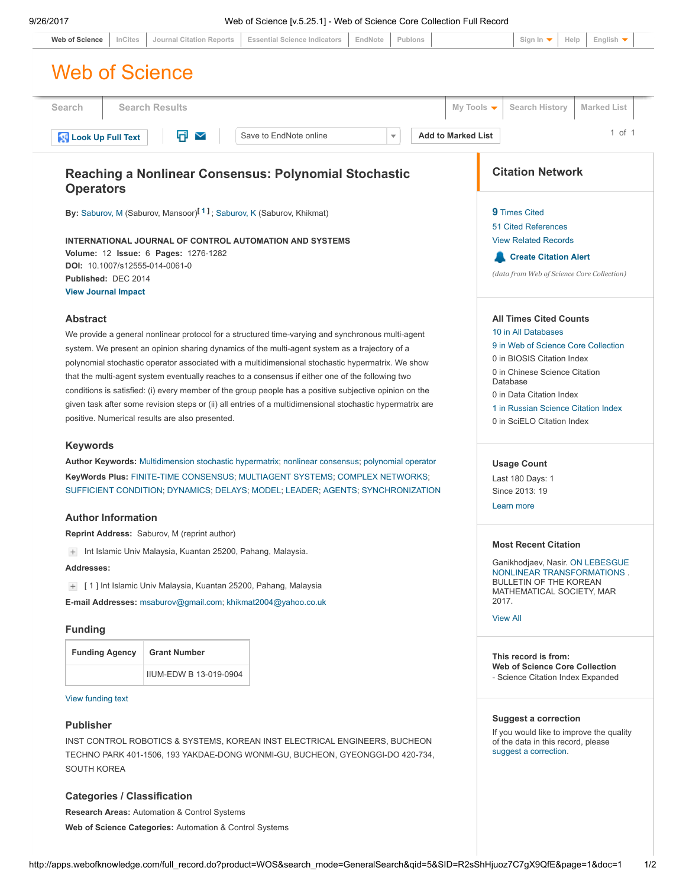# Reaching a Nonlinear Consensus: Polynomial Stochastic Operators

**By:** Saburov, M (Saburov, Mansoor)[1]; Saburov, K (Saburov, Khikmat)

**INTERNATIONAL JOURNAL OF CONTROL AUTOMATION AND SYSTEMS**
**Volume:** 12 **Issue:** 6 **Pages:** 1276-1282
**DOI:** 10.1007/s12555-014-0061-0
**Published:** DEC 2014
**View Journal Impact**

## Abstract

We provide a general nonlinear protocol for a structured time-varying and synchronous multi-agent system. We present an opinion sharing dynamics of the multi-agent system as a trajectory of a polynomial stochastic operator associated with a multidimensional stochastic hypermatrix. We show that the multi-agent system eventually reaches to a consensus if either one of the following two conditions is satisfied: (i) every member of the group people has a positive subjective opinion on the given task after some revision steps or (ii) all entries of a multidimensional stochastic hypermatrix are positive. Numerical results are also presented.

## Keywords

**Author Keywords:** Multidimension stochastic hypermatrix; nonlinear consensus; polynomial operator

**KeyWords Plus:** FINITE-TIME CONSENSUS; MULTIAGENT SYSTEMS; COMPLEX NETWORKS; SUFFICIENT CONDITION; DYNAMICS; DELAYS; MODEL; LEADER; AGENTS; SYNCHRONIZATION

## Author Information

**Reprint Address:** Saburov, M (reprint author)

Int Islamic Univ Malaysia, Kuantan 25200, Pahang, Malaysia.

**Addresses:**

[ 1 ] Int Islamic Univ Malaysia, Kuantan 25200, Pahang, Malaysia

**E-mail Addresses:** msaburov@gmail.com; khikmat2004@yahoo.co.uk

## Funding

| Funding Agency | Grant Number |
| --- | --- |
| | IIUM-EDW B 13-019-0904 |

View funding text

## Publisher

INST CONTROL ROBOTICS & SYSTEMS, KOREAN INST ELECTRICAL ENGINEERS, BUCHEON TECHNO PARK 401-1506, 193 YAKDAE-DONG WONMI-GU, BUCHEON, GYEONGGI-DO 420-734, SOUTH KOREA

## Categories / Classification

**Research Areas:** Automation & Control Systems

**Web of Science Categories:** Automation & Control Systems

## Citation Network

9 Times Cited
51 Cited References
View Related Records
Create Citation Alert

*(data from Web of Science Core Collection)*

## All Times Cited Counts

10 in All Databases
9 in Web of Science Core Collection
0 in BIOSIS Citation Index
0 in Chinese Science Citation Database
0 in Data Citation Index
1 in Russian Science Citation Index
0 in SciELO Citation Index

## Usage Count

Last 180 Days: 1
Since 2013: 19

Learn more

## Most Recent Citation

Ganikhodjaev, Nasir. ON LEBESGUE NONLINEAR TRANSFORMATIONS . BULLETIN OF THE KOREAN MATHEMATICAL SOCIETY, MAR 2017.

View All

**This record is from:**
**Web of Science Core Collection**
- Science Citation Index Expanded

## Suggest a correction

If you would like to improve the quality of the data in this record, please suggest a correction.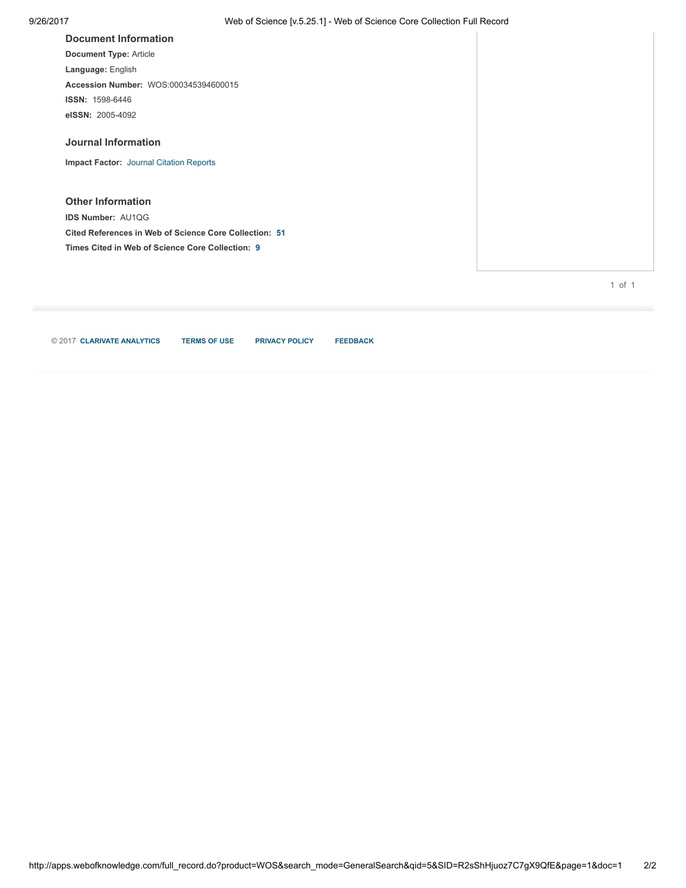### Document Information

**Document Type:** Article

**Language:** English

**Accession Number:** WOS:000345394600015

**ISSN:** 1598-6446

**eISSN:** 2005-4092

### Journal Information

**Impact Factor:** Journal Citation Reports

### Other Information

**IDS Number:** AU1QG

**Cited References in Web of Science Core Collection:** 51

**Times Cited in Web of Science Core Collection:** 9

© 2017 CLARIVATE ANALYTICS TERMS OF USE PRIVACY POLICY FEEDBACK